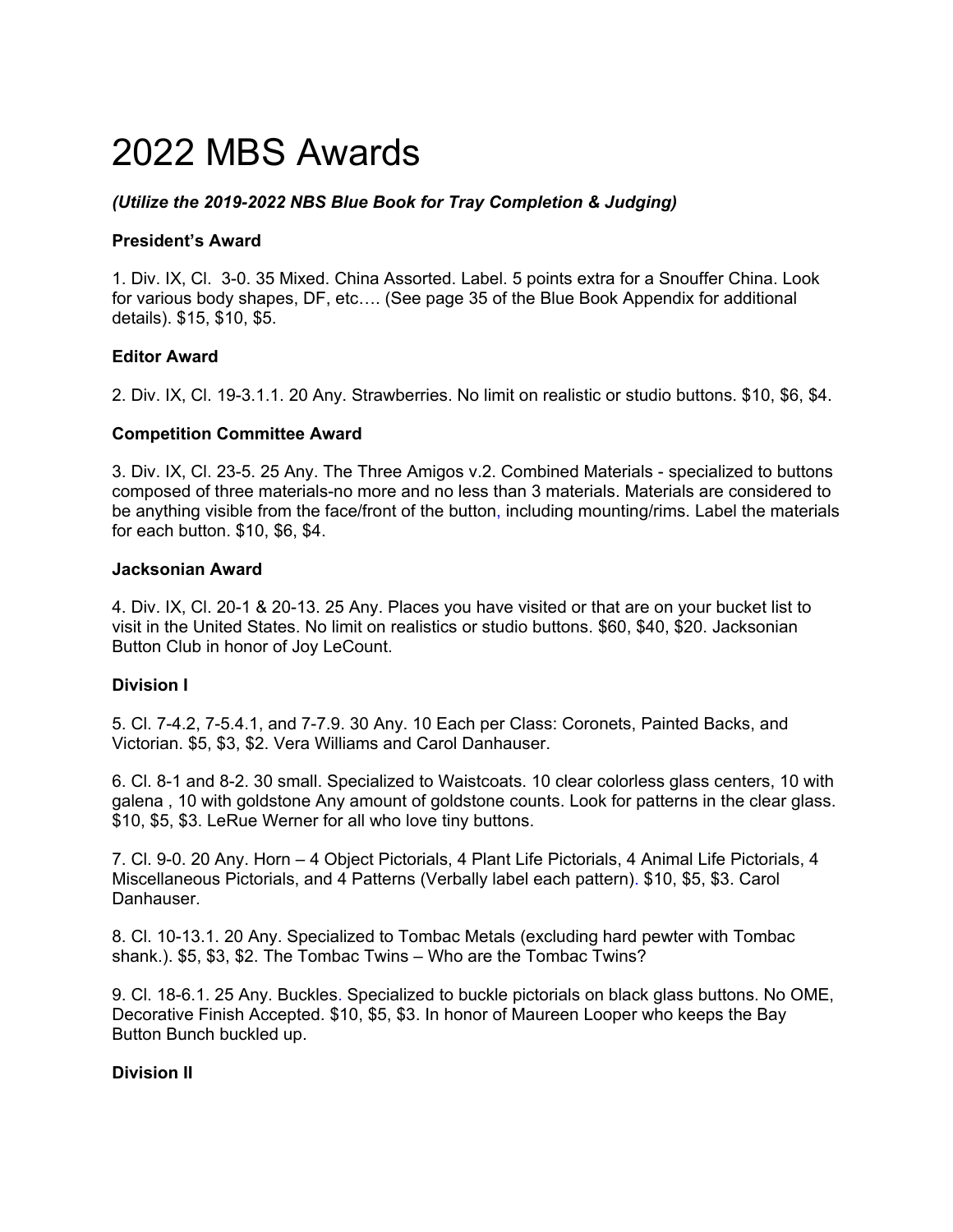# 2022 MBS Awards

***(Utilize the 2019-2022 NBS Blue Book for Tray Completion & Judging)***

**President's Award**

1. Div. IX, Cl. 3-0. 35 Mixed. China Assorted. Label. 5 points extra for a Snouffer China. Look for various body shapes, DF, etc…. (See page 35 of the Blue Book Appendix for additional details). $15, $10, $5.

**Editor Award**

2. Div. IX, Cl. 19-3.1.1. 20 Any. Strawberries. No limit on realistic or studio buttons. $10, $6, $4.

**Competition Committee Award**

3. Div. IX, Cl. 23-5. 25 Any. The Three Amigos v.2. Combined Materials - specialized to buttons composed of three materials-no more and no less than 3 materials. Materials are considered to be anything visible from the face/front of the button, including mounting/rims. Label the materials for each button. $10, $6, $4.

**Jacksonian Award**

4. Div. IX, Cl. 20-1 & 20-13. 25 Any. Places you have visited or that are on your bucket list to visit in the United States. No limit on realistics or studio buttons. $60, $40, $20. Jacksonian Button Club in honor of Joy LeCount.

**Division I**

5. Cl. 7-4.2, 7-5.4.1, and 7-7.9. 30 Any. 10 Each per Class: Coronets, Painted Backs, and Victorian. $5, $3, $2. Vera Williams and Carol Danhauser.

6. Cl. 8-1 and 8-2. 30 small. Specialized to Waistcoats. 10 clear colorless glass centers, 10 with galena , 10 with goldstone Any amount of goldstone counts. Look for patterns in the clear glass. $10, $5, $3. LeRue Werner for all who love tiny buttons.

7. Cl. 9-0. 20 Any. Horn – 4 Object Pictorials, 4 Plant Life Pictorials, 4 Animal Life Pictorials, 4 Miscellaneous Pictorials, and 4 Patterns (Verbally label each pattern). $10, $5, $3. Carol Danhauser.

8. Cl. 10-13.1. 20 Any. Specialized to Tombac Metals (excluding hard pewter with Tombac shank.). $5, $3, $2. The Tombac Twins – Who are the Tombac Twins?

9. Cl. 18-6.1. 25 Any. Buckles. Specialized to buckle pictorials on black glass buttons. No OME, Decorative Finish Accepted. $10, $5, $3. In honor of Maureen Looper who keeps the Bay Button Bunch buckled up.

**Division II**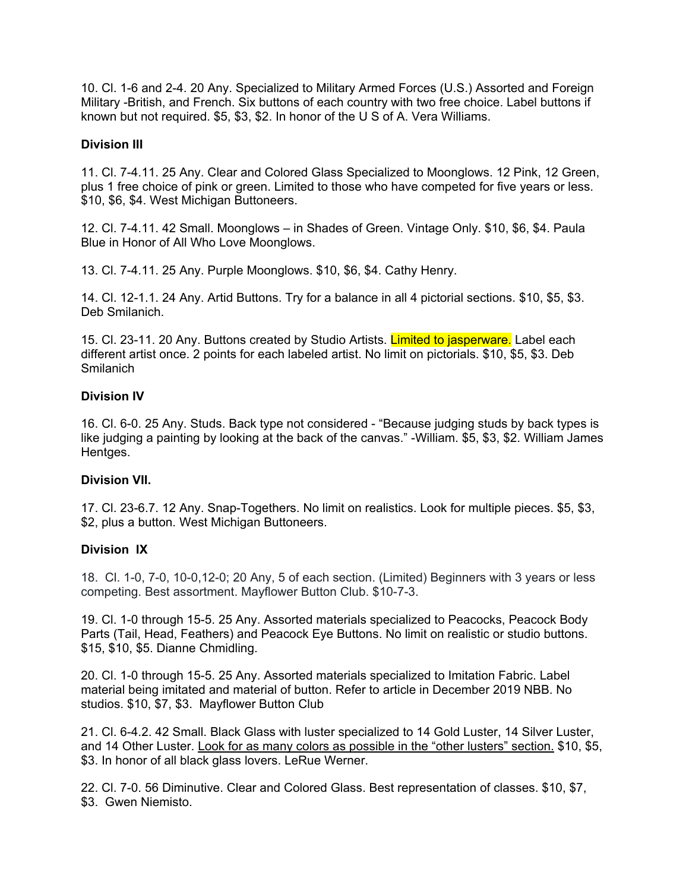10. Cl. 1-6 and 2-4. 20 Any. Specialized to Military Armed Forces (U.S.) Assorted and Foreign Military -British, and French. Six buttons of each country with two free choice. Label buttons if known but not required. $5, $3, $2. In honor of the U S of A. Vera Williams.

**Division III**

11. Cl. 7-4.11. 25 Any. Clear and Colored Glass Specialized to Moonglows. 12 Pink, 12 Green, plus 1 free choice of pink or green. Limited to those who have competed for five years or less. $10, $6, $4. West Michigan Buttoneers.

12. Cl. 7-4.11. 42 Small. Moonglows – in Shades of Green. Vintage Only. $10, $6, $4. Paula Blue in Honor of All Who Love Moonglows.

13. Cl. 7-4.11. 25 Any. Purple Moonglows. $10, $6, $4. Cathy Henry.

14. Cl. 12-1.1. 24 Any. Artid Buttons. Try for a balance in all 4 pictorial sections. $10, $5, $3. Deb Smilanich.

15. Cl. 23-11. 20 Any. Buttons created by Studio Artists. Limited to jasperware. Label each different artist once. 2 points for each labeled artist. No limit on pictorials. $10, $5, $3. Deb Smilanich

**Division IV**

16. Cl. 6-0. 25 Any. Studs. Back type not considered - "Because judging studs by back types is like judging a painting by looking at the back of the canvas." -William. $5, $3, $2. William James Hentges.

**Division VII.**

17. Cl. 23-6.7. 12 Any. Snap-Togethers. No limit on realistics. Look for multiple pieces. $5, $3, $2, plus a button. West Michigan Buttoneers.

**Division IX**

18. Cl. 1-0, 7-0, 10-0,12-0; 20 Any, 5 of each section. (Limited) Beginners with 3 years or less competing. Best assortment. Mayflower Button Club. $10-7-3.

19. Cl. 1-0 through 15-5. 25 Any. Assorted materials specialized to Peacocks, Peacock Body Parts (Tail, Head, Feathers) and Peacock Eye Buttons. No limit on realistic or studio buttons. $15, $10, $5. Dianne Chmidling.

20. Cl. 1-0 through 15-5. 25 Any. Assorted materials specialized to Imitation Fabric. Label material being imitated and material of button. Refer to article in December 2019 NBB. No studios. $10, $7, $3. Mayflower Button Club

21. Cl. 6-4.2. 42 Small. Black Glass with luster specialized to 14 Gold Luster, 14 Silver Luster, and 14 Other Luster. Look for as many colors as possible in the "other lusters" section. $10, $5, $3. In honor of all black glass lovers. LeRue Werner.

22. Cl. 7-0. 56 Diminutive. Clear and Colored Glass. Best representation of classes. $10, $7, $3. Gwen Niemisto.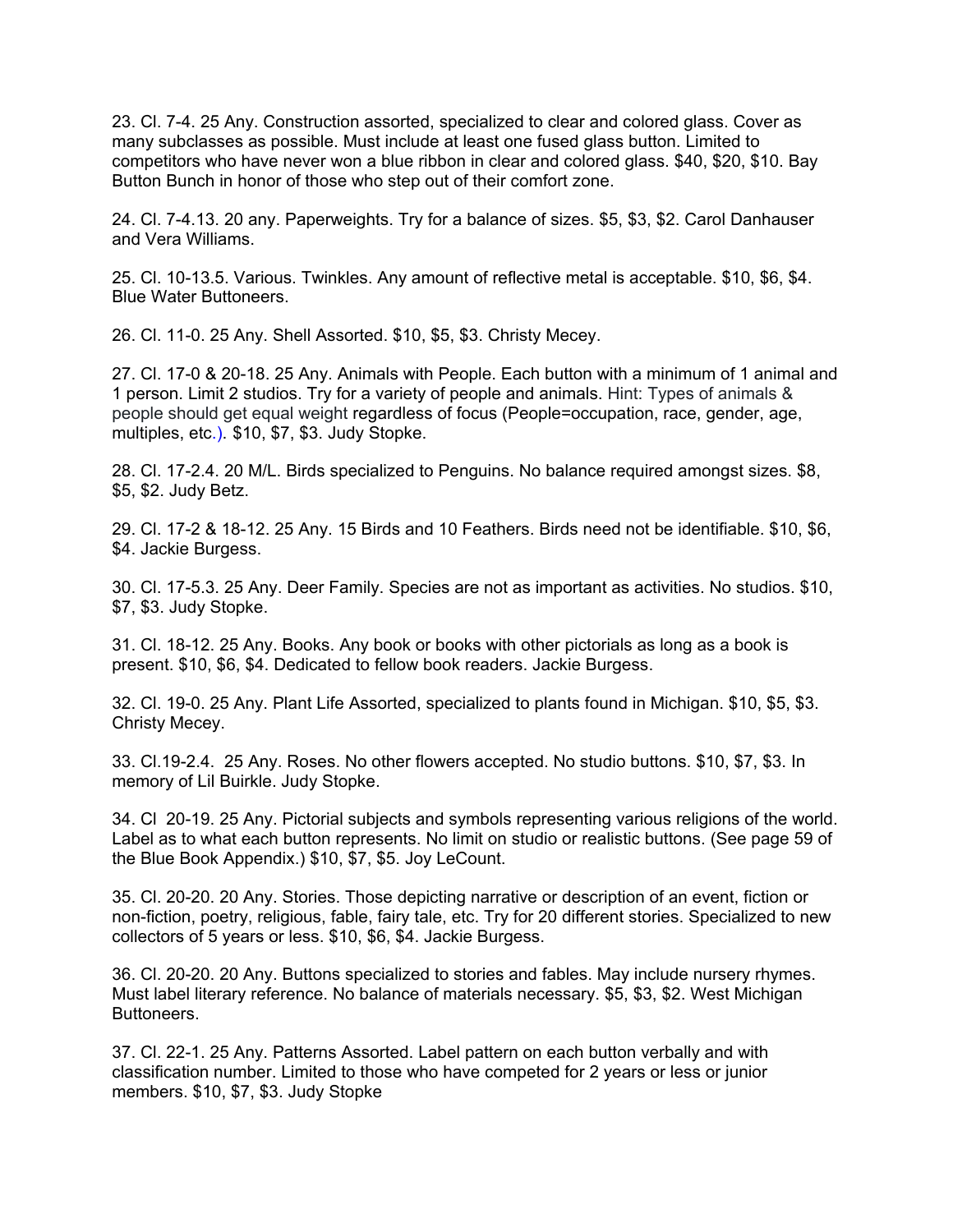23. Cl. 7-4. 25 Any. Construction assorted, specialized to clear and colored glass. Cover as many subclasses as possible. Must include at least one fused glass button. Limited to competitors who have never won a blue ribbon in clear and colored glass. $40, $20, $10. Bay Button Bunch in honor of those who step out of their comfort zone.

24. Cl. 7-4.13. 20 any. Paperweights. Try for a balance of sizes. $5, $3, $2. Carol Danhauser and Vera Williams.

25. Cl. 10-13.5. Various. Twinkles. Any amount of reflective metal is acceptable. $10, $6, $4. Blue Water Buttoneers.

26. Cl. 11-0. 25 Any. Shell Assorted. $10, $5, $3. Christy Mecey.

27. Cl. 17-0 & 20-18. 25 Any. Animals with People. Each button with a minimum of 1 animal and 1 person. Limit 2 studios. Try for a variety of people and animals. Hint: Types of animals & people should get equal weight regardless of focus (People=occupation, race, gender, age, multiples, etc.). $10, $7, $3. Judy Stopke.

28. Cl. 17-2.4. 20 M/L. Birds specialized to Penguins. No balance required amongst sizes. $8, $5, $2. Judy Betz.

29. Cl. 17-2 & 18-12. 25 Any. 15 Birds and 10 Feathers. Birds need not be identifiable. $10, $6, $4. Jackie Burgess.

30. Cl. 17-5.3. 25 Any. Deer Family. Species are not as important as activities. No studios. $10, $7, $3. Judy Stopke.

31. Cl. 18-12. 25 Any. Books. Any book or books with other pictorials as long as a book is present. $10, $6, $4. Dedicated to fellow book readers. Jackie Burgess.

32. Cl. 19-0. 25 Any. Plant Life Assorted, specialized to plants found in Michigan. $10, $5, $3. Christy Mecey.

33. Cl.19-2.4. 25 Any. Roses. No other flowers accepted. No studio buttons. $10, $7, $3. In memory of Lil Buirkle. Judy Stopke.

34. Cl 20-19. 25 Any. Pictorial subjects and symbols representing various religions of the world. Label as to what each button represents. No limit on studio or realistic buttons. (See page 59 of the Blue Book Appendix.) $10, $7, $5. Joy LeCount.

35. Cl. 20-20. 20 Any. Stories. Those depicting narrative or description of an event, fiction or non-fiction, poetry, religious, fable, fairy tale, etc. Try for 20 different stories. Specialized to new collectors of 5 years or less. $10, $6, $4. Jackie Burgess.

36. Cl. 20-20. 20 Any. Buttons specialized to stories and fables. May include nursery rhymes. Must label literary reference. No balance of materials necessary. $5, $3, $2. West Michigan Buttoneers.

37. Cl. 22-1. 25 Any. Patterns Assorted. Label pattern on each button verbally and with classification number. Limited to those who have competed for 2 years or less or junior members. $10, $7, $3. Judy Stopke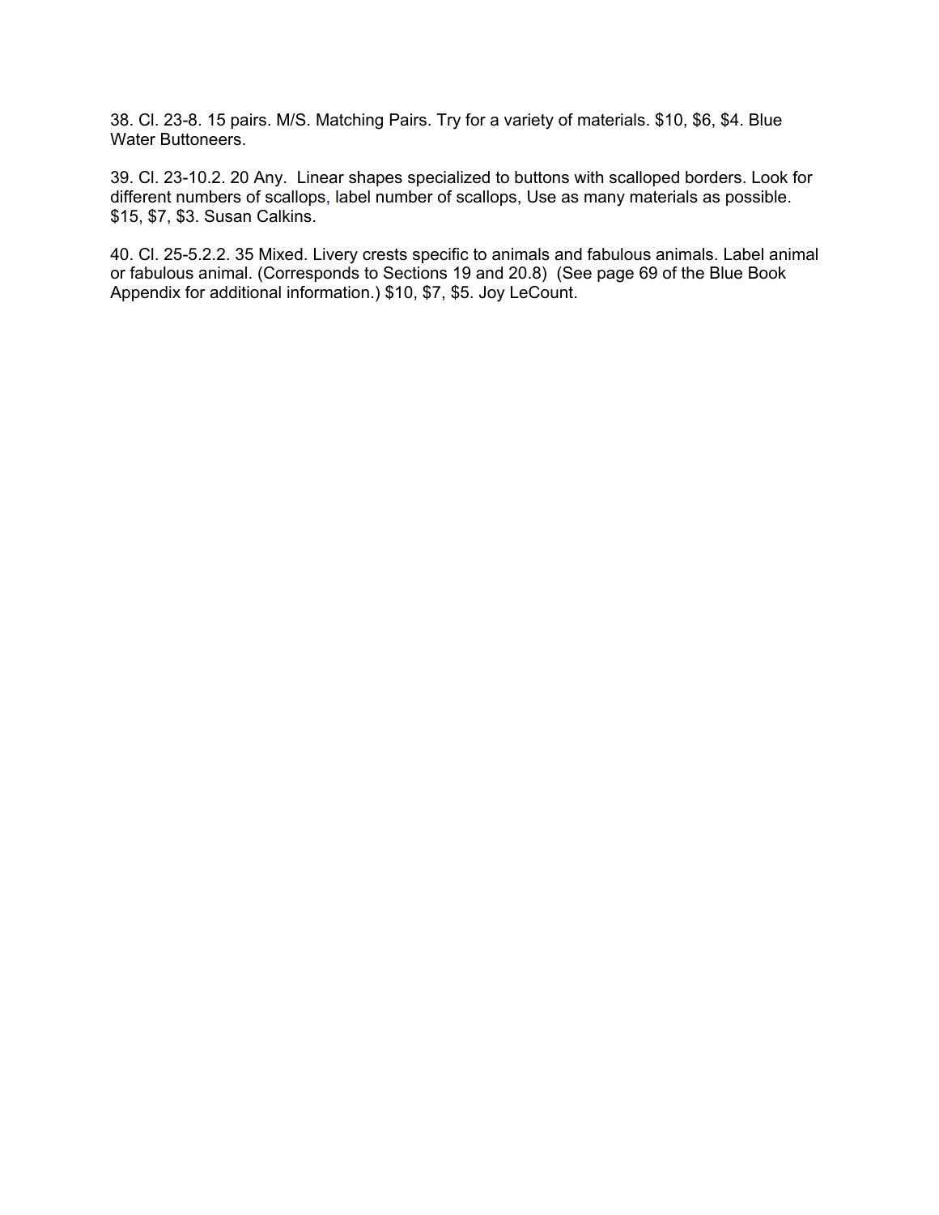38. Cl. 23-8. 15 pairs. M/S. Matching Pairs. Try for a variety of materials. $10, $6, $4. Blue Water Buttoneers.

39. Cl. 23-10.2. 20 Any. Linear shapes specialized to buttons with scalloped borders. Look for different numbers of scallops, label number of scallops, Use as many materials as possible. $15, $7, $3. Susan Calkins.

40. Cl. 25-5.2.2. 35 Mixed. Livery crests specific to animals and fabulous animals. Label animal or fabulous animal. (Corresponds to Sections 19 and 20.8) (See page 69 of the Blue Book Appendix for additional information.) $10, $7, $5. Joy LeCount.